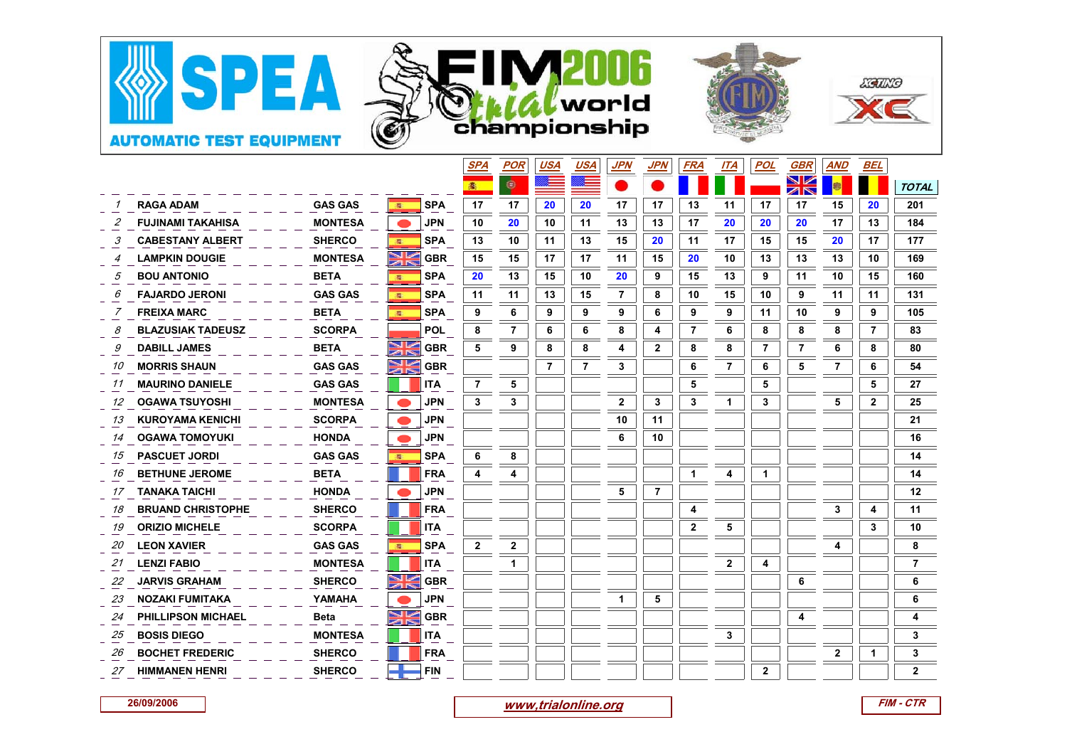SPEA AUTOMATIC TEST EQUIPMENT

FIM 2006 trial world championship

| | | | | SPA | POR | USA | USA | JPN | JPN | FRA | ITA | POL | GBR | AND | BEL | TOTAL |
|---|---|---|---|---|---|---|---|---|---|---|---|---|---|---|---|---|
| 1 | RAGA ADAM | GAS GAS | SPA | 17 | 17 | 20 | 20 | 17 | 17 | 13 | 11 | 17 | 17 | 15 | 20 | 201 |
| 2 | FUJINAMI TAKAHISA | MONTESA | JPN | 10 | 20 | 10 | 11 | 13 | 13 | 17 | 20 | 20 | 20 | 17 | 13 | 184 |
| 3 | CABESTANY ALBERT | SHERCO | SPA | 13 | 10 | 11 | 13 | 15 | 20 | 11 | 17 | 15 | 15 | 20 | 17 | 177 |
| 4 | LAMPKIN DOUGIE | MONTESA | GBR | 15 | 15 | 17 | 17 | 11 | 15 | 20 | 10 | 13 | 13 | 13 | 10 | 169 |
| 5 | BOU ANTONIO | BETA | SPA | 20 | 13 | 15 | 10 | 20 | 9 | 15 | 13 | 9 | 11 | 10 | 15 | 160 |
| 6 | FAJARDO JERONI | GAS GAS | SPA | 11 | 11 | 13 | 15 | 7 | 8 | 10 | 15 | 10 | 9 | 11 | 11 | 131 |
| 7 | FREIXA MARC | BETA | SPA | 9 | 6 | 9 | 9 | 9 | 6 | 9 | 9 | 11 | 10 | 9 | 9 | 105 |
| 8 | BLAZUSIAK TADEUSZ | SCORPA | POL | 8 | 7 | 6 | 6 | 8 | 4 | 7 | 6 | 8 | 8 | 8 | 7 | 83 |
| 9 | DABILL JAMES | BETA | GBR | 5 | 9 | 8 | 8 | 4 | 2 | 8 | 8 | 7 | 7 | 6 | 8 | 80 |
| 10 | MORRIS SHAUN | GAS GAS | GBR | | | 7 | 7 | 3 | | 6 | 7 | 6 | 5 | 7 | 6 | 54 |
| 11 | MAURINO DANIELE | GAS GAS | ITA | 7 | 5 | | | | | 5 | | 5 | | | 5 | 27 |
| 12 | OGAWA TSUYOSHI | MONTESA | JPN | 3 | 3 | | | 2 | 3 | 3 | 1 | 3 | | 5 | 2 | 25 |
| 13 | KUROYAMA KENICHI | SCORPA | JPN | | | | | 10 | 11 | | | | | | | 21 |
| 14 | OGAWA TOMOYUKI | HONDA | JPN | | | | | 6 | 10 | | | | | | | 16 |
| 15 | PASCUET JORDI | GAS GAS | SPA | 6 | 8 | | | | | | | | | | | 14 |
| 16 | BETHUNE JEROME | BETA | FRA | 4 | 4 | | | | | 1 | 4 | 1 | | | | 14 |
| 17 | TANAKA TAICHI | HONDA | JPN | | | | | 5 | 7 | | | | | | | 12 |
| 18 | BRUAND CHRISTOPHE | SHERCO | FRA | | | | | | | 4 | | | | 3 | 4 | 11 |
| 19 | ORIZIO MICHELE | SCORPA | ITA | | | | | | | 2 | 5 | | | | 3 | 10 |
| 20 | LEON XAVIER | GAS GAS | SPA | 2 | 2 | | | | | | | | | 4 | | 8 |
| 21 | LENZI FABIO | MONTESA | ITA | | 1 | | | | | | 2 | 4 | | | | 7 |
| 22 | JARVIS GRAHAM | SHERCO | GBR | | | | | | | | | | 6 | | | 6 |
| 23 | NOZAKI FUMITAKA | YAMAHA | JPN | | | | | 1 | 5 | | | | | | | 6 |
| 24 | PHILLIPSON MICHAEL | Beta | GBR | | | | | | | | | | 4 | | | 4 |
| 25 | BOSIS DIEGO | MONTESA | ITA | | | | | | | | 3 | | | | | 3 |
| 26 | BOCHET FREDERIC | SHERCO | FRA | | | | | | | | | | | 2 | 1 | 3 |
| 27 | HIMMANEN HENRI | SHERCO | FIN | | | | | | | | | 2 | | | | 2 |

26/09/2006

www,trialonline.org

FIM - CTR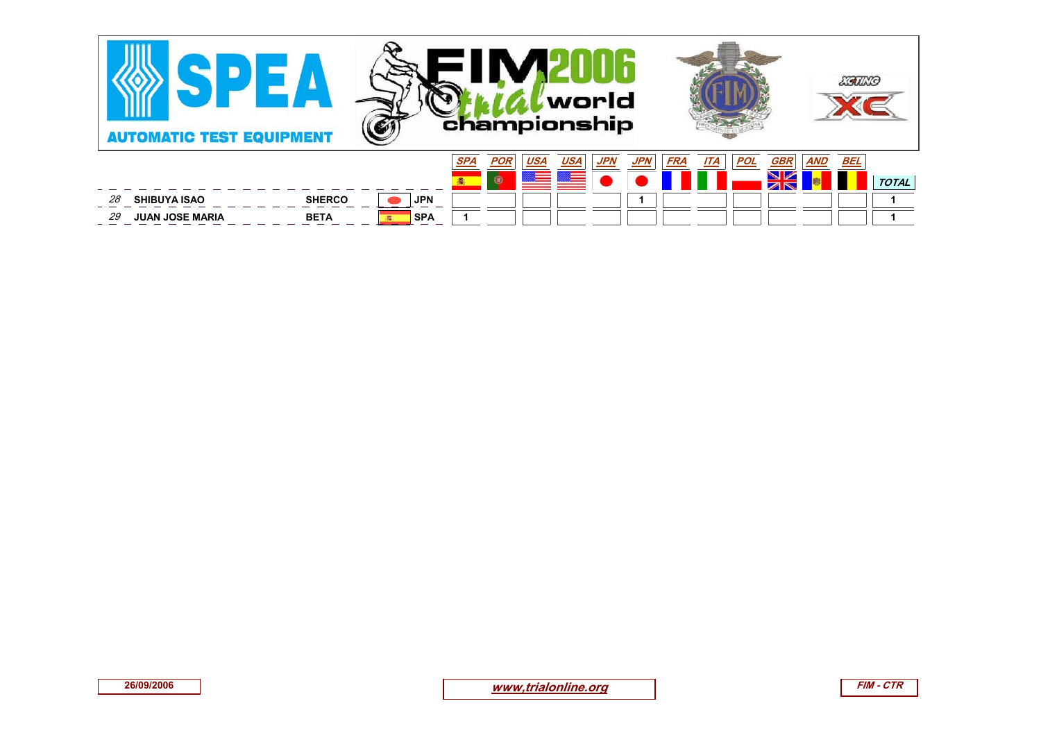| | | | | SPA | POR | USA | USA | JPN | JPN | FRA | ITA | POL | GBR | AND | BEL | TOTAL |
|---|---|---|---|---|---|---|---|---|---|---|---|---|---|---|---|---|
| 28 | SHIBUYA ISAO | SHERCO | JPN | | | | | | 1 | | | | | | | 1 |
| 29 | JUAN JOSE MARIA | BETA | SPA | 1 | | | | | | | | | | | | 1 |

26/09/2006

www,trialonline.org

FIM - CTR